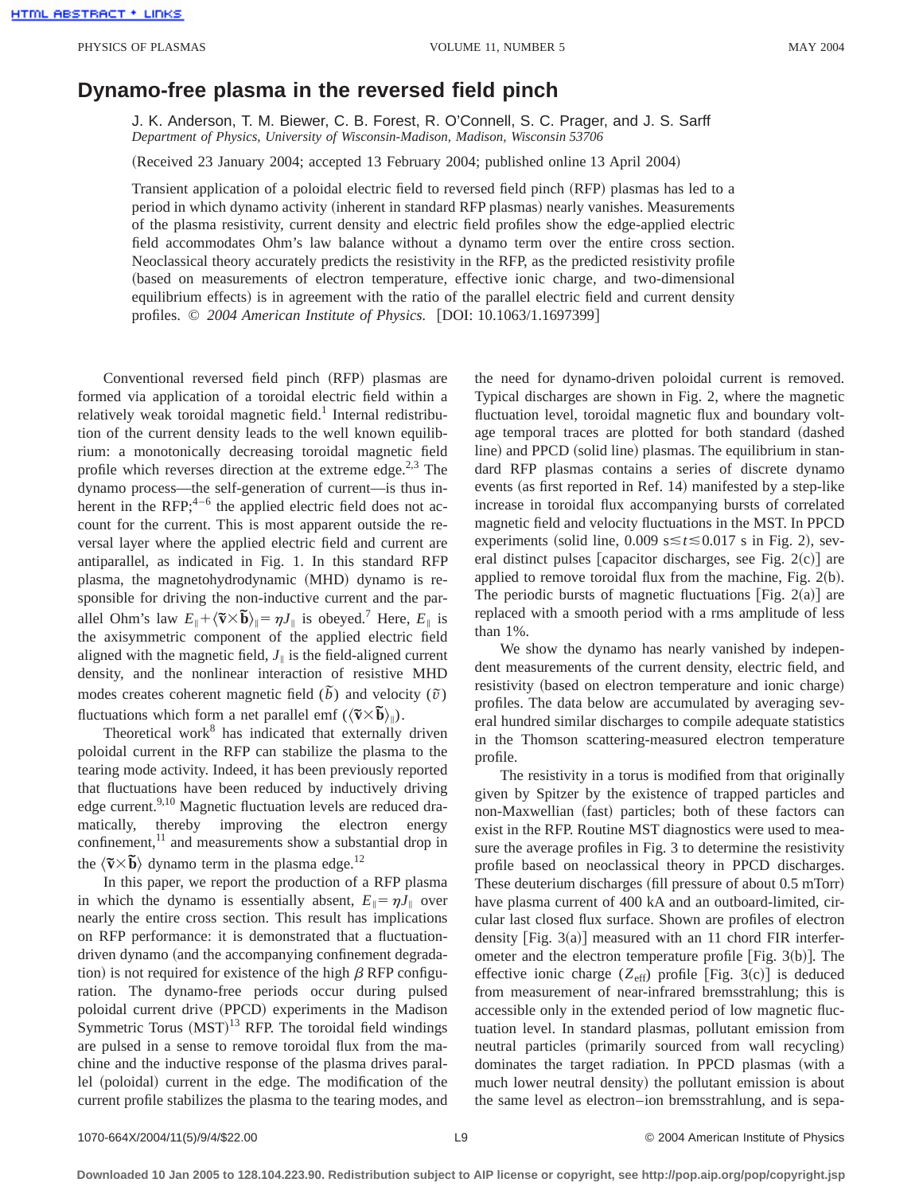# Dynamo-free plasma in the reversed field pinch

J. K. Anderson, T. M. Biewer, C. B. Forest, R. O'Connell, S. C. Prager, and J. S. Sarff

*Department of Physics, University of Wisconsin-Madison, Madison, Wisconsin 53706*

(Received 23 January 2004; accepted 13 February 2004; published online 13 April 2004)

Transient application of a poloidal electric field to reversed field pinch (RFP) plasmas has led to a period in which dynamo activity (inherent in standard RFP plasmas) nearly vanishes. Measurements of the plasma resistivity, current density and electric field profiles show the edge-applied electric field accommodates Ohm's law balance without a dynamo term over the entire cross section. Neoclassical theory accurately predicts the resistivity in the RFP, as the predicted resistivity profile (based on measurements of electron temperature, effective ionic charge, and two-dimensional equilibrium effects) is in agreement with the ratio of the parallel electric field and current density profiles. © *2004 American Institute of Physics.* [DOI: 10.1063/1.1697399]

Conventional reversed field pinch (RFP) plasmas are formed via application of a toroidal electric field within a relatively weak toroidal magnetic field.[1] Internal redistribution of the current density leads to the well known equilibrium: a monotonically decreasing toroidal magnetic field profile which reverses direction at the extreme edge.[2,3] The dynamo process—the self-generation of current—is thus inherent in the RFP;[4–6] the applied electric field does not account for the current. This is most apparent outside the reversal layer where the applied electric field and current are antiparallel, as indicated in Fig. 1. In this standard RFP plasma, the magnetohydrodynamic (MHD) dynamo is responsible for driving the non-inductive current and the parallel Ohm's law $E_{\parallel}+\langle\tilde{\mathbf{v}}\times\tilde{\mathbf{b}}\rangle_{\parallel}=\eta J_{\parallel}$ is obeyed.[7] Here, $E_{\parallel}$ is the axisymmetric component of the applied electric field aligned with the magnetic field, $J_{\parallel}$ is the field-aligned current density, and the nonlinear interaction of resistive MHD modes creates coherent magnetic field ($\tilde{b}$) and velocity ($\tilde{v}$) fluctuations which form a net parallel emf ($\langle\tilde{\mathbf{v}}\times\tilde{\mathbf{b}}\rangle_{\parallel}$).

Theoretical work[8] has indicated that externally driven poloidal current in the RFP can stabilize the plasma to the tearing mode activity. Indeed, it has been previously reported that fluctuations have been reduced by inductively driving edge current.[9,10] Magnetic fluctuation levels are reduced dramatically, thereby improving the electron energy confinement,[11] and measurements show a substantial drop in the $\langle\tilde{\mathbf{v}}\times\tilde{\mathbf{b}}\rangle$ dynamo term in the plasma edge.[12]

In this paper, we report the production of a RFP plasma in which the dynamo is essentially absent, $E_{\parallel}=\eta J_{\parallel}$ over nearly the entire cross section. This result has implications on RFP performance: it is demonstrated that a fluctuation-driven dynamo (and the accompanying confinement degradation) is not required for existence of the high $\beta$ RFP configuration. The dynamo-free periods occur during pulsed poloidal current drive (PPCD) experiments in the Madison Symmetric Torus (MST)[13] RFP. The toroidal field windings are pulsed in a sense to remove toroidal flux from the machine and the inductive response of the plasma drives parallel (poloidal) current in the edge. The modification of the current profile stabilizes the plasma to the tearing modes, and the need for dynamo-driven poloidal current is removed. Typical discharges are shown in Fig. 2, where the magnetic fluctuation level, toroidal magnetic flux and boundary voltage temporal traces are plotted for both standard (dashed line) and PPCD (solid line) plasmas. The equilibrium in standard RFP plasmas contains a series of discrete dynamo events (as first reported in Ref. 14) manifested by a step-like increase in toroidal flux accompanying bursts of correlated magnetic field and velocity fluctuations in the MST. In PPCD experiments (solid line, $0.009\ \mathrm{s}\lesssim t\lesssim 0.017\ \mathrm{s}$ in Fig. 2), several distinct pulses [capacitor discharges, see Fig. 2(c)] are applied to remove toroidal flux from the machine, Fig. 2(b). The periodic bursts of magnetic fluctuations [Fig. 2(a)] are replaced with a smooth period with a rms amplitude of less than 1%.

We show the dynamo has nearly vanished by independent measurements of the current density, electric field, and resistivity (based on electron temperature and ionic charge) profiles. The data below are accumulated by averaging several hundred similar discharges to compile adequate statistics in the Thomson scattering-measured electron temperature profile.

The resistivity in a torus is modified from that originally given by Spitzer by the existence of trapped particles and non-Maxwellian (fast) particles; both of these factors can exist in the RFP. Routine MST diagnostics were used to measure the average profiles in Fig. 3 to determine the resistivity profile based on neoclassical theory in PPCD discharges. These deuterium discharges (fill pressure of about 0.5 mTorr) have plasma current of 400 kA and an outboard-limited, circular last closed flux surface. Shown are profiles of electron density [Fig. 3(a)] measured with an 11 chord FIR interferometer and the electron temperature profile [Fig. 3(b)]. The effective ionic charge ($Z_{\mathrm{eff}}$) profile [Fig. 3(c)] is deduced from measurement of near-infrared bremsstrahlung; this is accessible only in the extended period of low magnetic fluctuation level. In standard plasmas, pollutant emission from neutral particles (primarily sourced from wall recycling) dominates the target radiation. In PPCD plasmas (with a much lower neutral density) the pollutant emission is about the same level as electron–ion bremsstrahlung, and is sepa-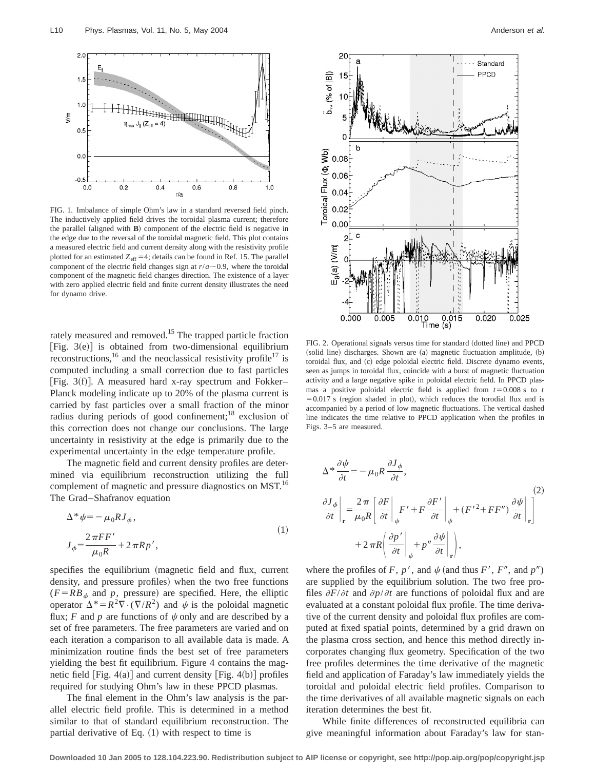FIG. 1. Imbalance of simple Ohm's law in a standard reversed field pinch. The inductively applied field drives the toroidal plasma current; therefore the parallel (aligned with **B**) component of the electric field is negative in the edge due to the reversal of the toroidal magnetic field. This plot contains a measured electric field and current density along with the resistivity profile plotted for an estimated $Z_{\rm eff}=4$; details can be found in Ref. 15. The parallel component of the electric field changes sign at $r/a\sim0.9$, where the toroidal component of the magnetic field changes direction. The existence of a layer with zero applied electric field and finite current density illustrates the need for dynamo drive.

FIG. 2. Operational signals versus time for standard (dotted line) and PPCD (solid line) discharges. Shown are (a) magnetic fluctuation amplitude, (b) toroidal flux, and (c) edge poloidal electric field. Discrete dynamo events, seen as jumps in toroidal flux, coincide with a burst of magnetic fluctuation activity and a large negative spike in poloidal electric field. In PPCD plasmas a positive poloidal electric field is applied from $t=0.008$ s to $t=0.017$ s (region shaded in plot), which reduces the torodial flux and is accompanied by a period of low magnetic fluctuations. The vertical dashed line indicates the time relative to PPCD application when the profiles in Figs. 3–5 are measured.

rately measured and removed.[15] The trapped particle fraction [Fig. 3(e)] is obtained from two-dimensional equilibrium reconstructions,[16] and the neoclassical resistivity profile[17] is computed including a small correction due to fast particles [Fig. 3(f)]. A measured hard x-ray spectrum and Fokker–Planck modeling indicate up to 20% of the plasma current is carried by fast particles over a small fraction of the minor radius during periods of good confinement;[18] exclusion of this correction does not change our conclusions. The large uncertainty in resistivity at the edge is primarily due to the experimental uncertainty in the edge temperature profile.

The magnetic field and current density profiles are determined via equilibrium reconstruction utilizing the full complement of magnetic and pressure diagnostics on MST.[16] The Grad–Shafranov equation

$$
\begin{aligned}
\Delta^*\psi &= -\mu_0 R J_\phi,\\
J_\phi &= \frac{2\pi F F'}{\mu_0 R} + 2\pi R p',
\end{aligned}
\tag{1}
$$

specifies the equilibrium (magnetic field and flux, current density, and pressure profiles) when the two free functions ($F=RB_\phi$ and $p$, pressure) are specified. Here, the elliptic operator $\Delta^*=R^2\nabla\cdot(\nabla/R^2)$ and $\psi$ is the poloidal magnetic flux; $F$ and $p$ are functions of $\psi$ only and are described by a set of free parameters. The free parameters are varied and on each iteration a comparison to all available data is made. A minimization routine finds the best set of free parameters yielding the best fit equilibrium. Figure 4 contains the magnetic field [Fig. 4(a)] and current density [Fig. 4(b)] profiles required for studying Ohm's law in these PPCD plasmas.

The final element in the Ohm's law analysis is the parallel electric field profile. This is determined in a method similar to that of standard equilibrium reconstruction. The partial derivative of Eq. (1) with respect to time is

$$
\begin{aligned}
\Delta^*\frac{\partial\psi}{\partial t} &= -\mu_0 R \frac{\partial J_\phi}{\partial t},\\
\left.\frac{\partial J_\phi}{\partial t}\right|_{\mathbf{r}} &= \frac{2\pi}{\mu_0 R}\left[\left.\frac{\partial F}{\partial t}\right|_{\psi} F' + F\left.\frac{\partial F'}{\partial t}\right|_{\psi} + (F'^2 + FF'')\left.\frac{\partial\psi}{\partial t}\right|_{\mathbf{r}}\right]\\
&\quad + 2\pi R\left(\left.\frac{\partial p'}{\partial t}\right|_{\psi} + p''\left.\frac{\partial\psi}{\partial t}\right|_{\mathbf{r}}\right),
\end{aligned}
\tag{2}
$$

where the profiles of $F$, $p'$, and $\psi$ (and thus $F'$, $F''$, and $p''$) are supplied by the equilibrium solution. The two free profiles $\partial F/\partial t$ and $\partial p/\partial t$ are functions of poloidal flux and are evaluated at a constant poloidal flux profile. The time derivative of the current density and poloidal flux profiles are computed at fixed spatial points, determined by a grid drawn on the plasma cross section, and hence this method directly incorporates changing flux geometry. Specification of the two free profiles determines the time derivative of the magnetic field and application of Faraday's law immediately yields the toroidal and poloidal electric field profiles. Comparison to the time derivatives of all available magnetic signals on each iteration determines the best fit.

While finite differences of reconstructed equilibria can give meaningful information about Faraday's law for stan-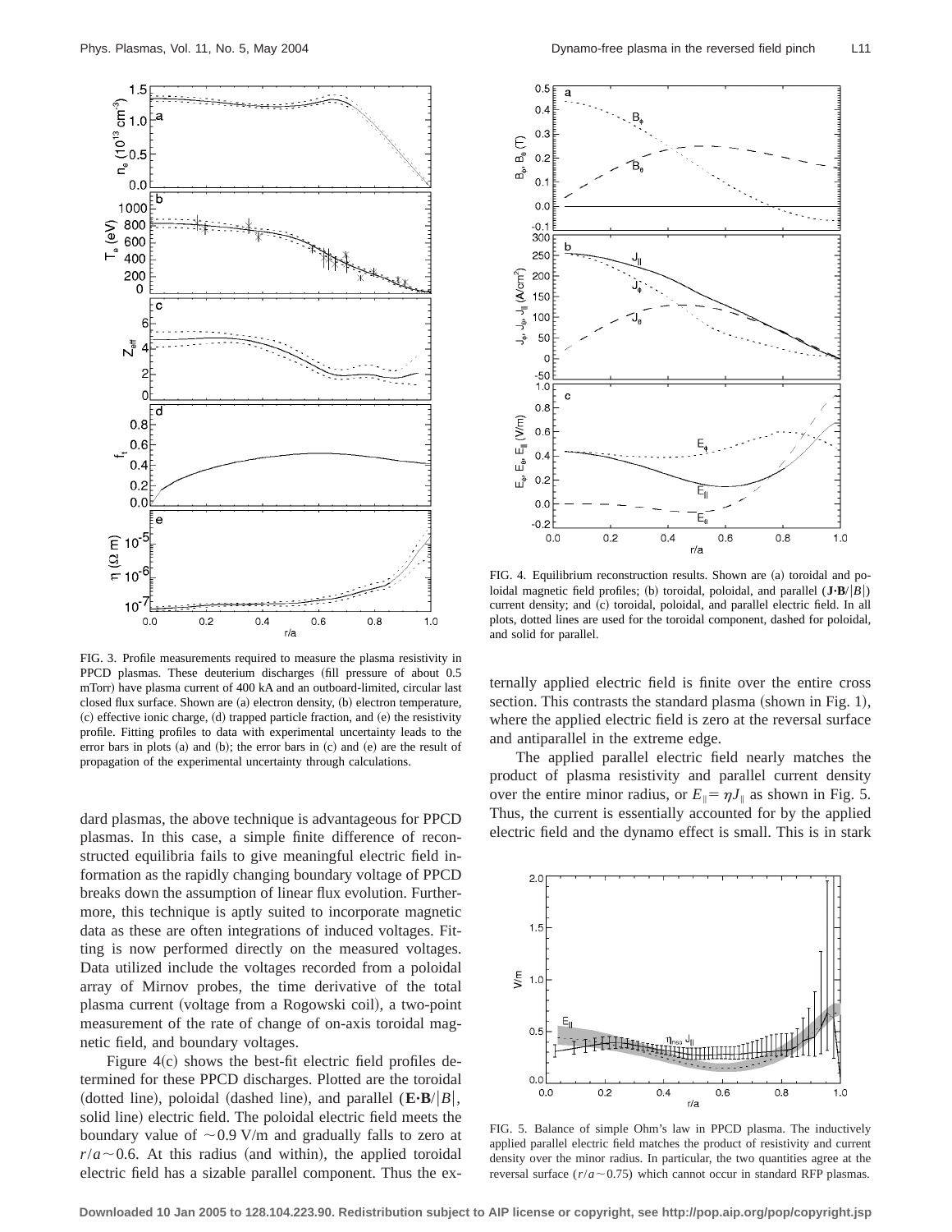FIG. 3. Profile measurements required to measure the plasma resistivity in PPCD plasmas. These deuterium discharges (fill pressure of about 0.5 mTorr) have plasma current of 400 kA and an outboard-limited, circular last closed flux surface. Shown are (a) electron density, (b) electron temperature, (c) effective ionic charge, (d) trapped particle fraction, and (e) the resistivity profile. Fitting profiles to data with experimental uncertainty leads to the error bars in plots (a) and (b); the error bars in (c) and (e) are the result of propagation of the experimental uncertainty through calculations.

dard plasmas, the above technique is advantageous for PPCD plasmas. In this case, a simple finite difference of reconstructed equilibria fails to give meaningful electric field information as the rapidly changing boundary voltage of PPCD breaks down the assumption of linear flux evolution. Furthermore, this technique is aptly suited to incorporate magnetic data as these are often integrations of induced voltages. Fitting is now performed directly on the measured voltages. Data utilized include the voltages recorded from a poloidal array of Mirnov probes, the time derivative of the total plasma current (voltage from a Rogowski coil), a two-point measurement of the rate of change of on-axis toroidal magnetic field, and boundary voltages.

Figure 4(c) shows the best-fit electric field profiles determined for these PPCD discharges. Plotted are the toroidal (dotted line), poloidal (dashed line), and parallel ($\mathbf{E}\cdot\mathbf{B}/|B|$, solid line) electric field. The poloidal electric field meets the boundary value of $\sim 0.9$ V/m and gradually falls to zero at $r/a \sim 0.6$. At this radius (and within), the applied toroidal electric field has a sizable parallel component. Thus the externally applied electric field is finite over the entire cross section. This contrasts the standard plasma (shown in Fig. 1), where the applied electric field is zero at the reversal surface and antiparallel in the extreme edge.

FIG. 4. Equilibrium reconstruction results. Shown are (a) toroidal and poloidal magnetic field profiles; (b) toroidal, poloidal, and parallel ($\mathbf{J}\cdot\mathbf{B}/|B|$) current density; and (c) toroidal, poloidal, and parallel electric field. In all plots, dotted lines are used for the toroidal component, dashed for poloidal, and solid for parallel.

The applied parallel electric field nearly matches the product of plasma resistivity and parallel current density over the entire minor radius, or $E_{\|} = \eta J_{\|}$ as shown in Fig. 5. Thus, the current is essentially accounted for by the applied electric field and the dynamo effect is small. This is in stark

FIG. 5. Balance of simple Ohm's law in PPCD plasma. The inductively applied parallel electric field matches the product of resistivity and current density over the minor radius. In particular, the two quantities agree at the reversal surface ($r/a \sim 0.75$) which cannot occur in standard RFP plasmas.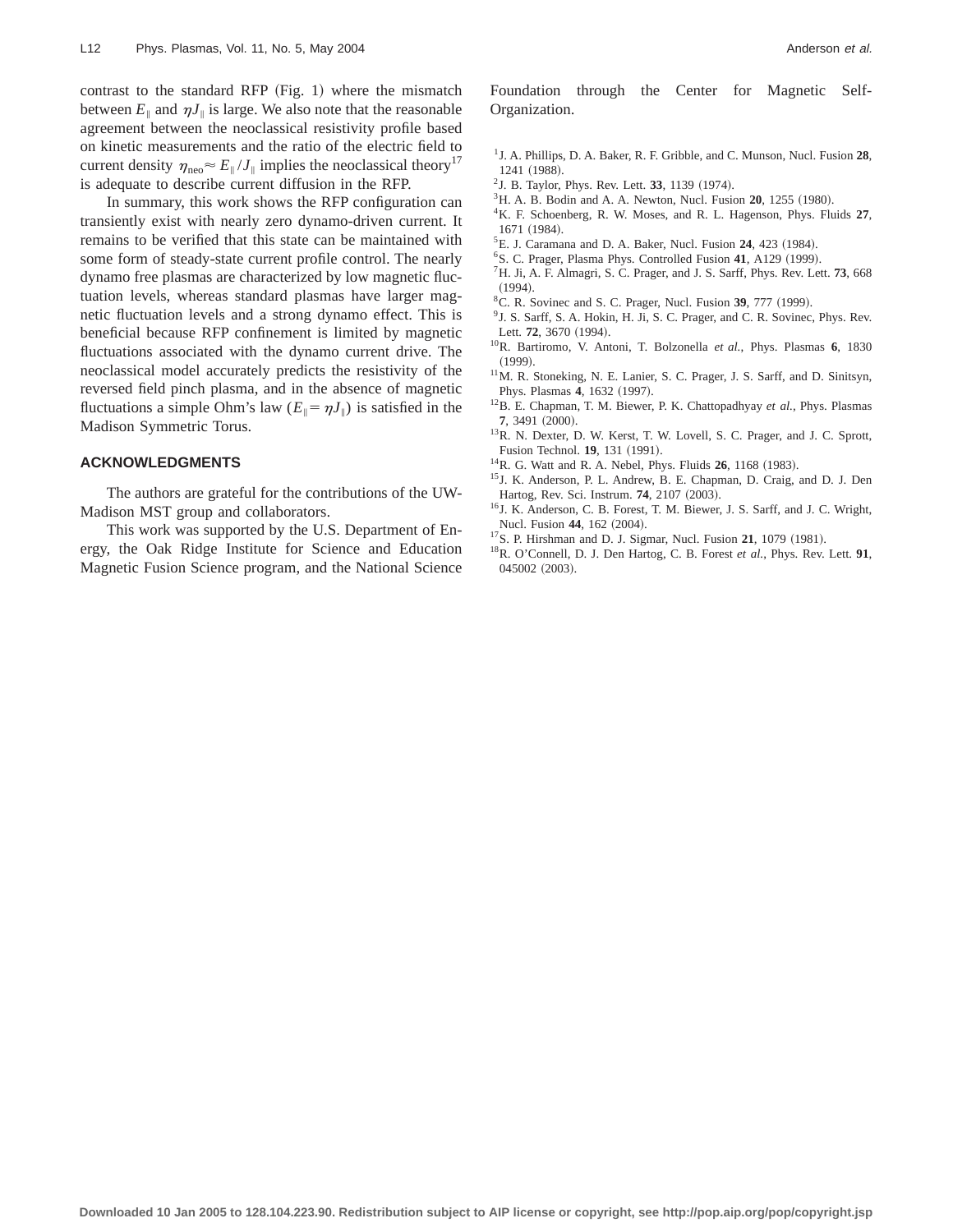contrast to the standard RFP (Fig. 1) where the mismatch between $E_{\parallel}$ and $\eta J_{\parallel}$ is large. We also note that the reasonable agreement between the neoclassical resistivity profile based on kinetic measurements and the ratio of the electric field to current density $\eta_{\mathrm{neo}} \approx E_{\parallel}/J_{\parallel}$ implies the neoclassical theory[17] is adequate to describe current diffusion in the RFP.

In summary, this work shows the RFP configuration can transiently exist with nearly zero dynamo-driven current. It remains to be verified that this state can be maintained with some form of steady-state current profile control. The nearly dynamo free plasmas are characterized by low magnetic fluctuation levels, whereas standard plasmas have larger magnetic fluctuation levels and a strong dynamo effect. This is beneficial because RFP confinement is limited by magnetic fluctuations associated with the dynamo current drive. The neoclassical model accurately predicts the resistivity of the reversed field pinch plasma, and in the absence of magnetic fluctuations a simple Ohm's law ($E_{\parallel} = \eta J_{\parallel}$) is satisfied in the Madison Symmetric Torus.

## ACKNOWLEDGMENTS

The authors are grateful for the contributions of the UW-Madison MST group and collaborators.

This work was supported by the U.S. Department of Energy, the Oak Ridge Institute for Science and Education Magnetic Fusion Science program, and the National Science Foundation through the Center for Magnetic Self-Organization.

[1] J. A. Phillips, D. A. Baker, R. F. Gribble, and C. Munson, Nucl. Fusion **28**, 1241 (1988).
[2] J. B. Taylor, Phys. Rev. Lett. **33**, 1139 (1974).
[3] H. A. B. Bodin and A. A. Newton, Nucl. Fusion **20**, 1255 (1980).
[4] K. F. Schoenberg, R. W. Moses, and R. L. Hagenson, Phys. Fluids **27**, 1671 (1984).
[5] E. J. Caramana and D. A. Baker, Nucl. Fusion **24**, 423 (1984).
[6] S. C. Prager, Plasma Phys. Controlled Fusion **41**, A129 (1999).
[7] H. Ji, A. F. Almagri, S. C. Prager, and J. S. Sarff, Phys. Rev. Lett. **73**, 668 (1994).
[8] C. R. Sovinec and S. C. Prager, Nucl. Fusion **39**, 777 (1999).
[9] J. S. Sarff, S. A. Hokin, H. Ji, S. C. Prager, and C. R. Sovinec, Phys. Rev. Lett. **72**, 3670 (1994).
[10] R. Bartiromo, V. Antoni, T. Bolzonella *et al.*, Phys. Plasmas **6**, 1830 (1999).
[11] M. R. Stoneking, N. E. Lanier, S. C. Prager, J. S. Sarff, and D. Sinitsyn, Phys. Plasmas **4**, 1632 (1997).
[12] B. E. Chapman, T. M. Biewer, P. K. Chattopadhyay *et al.*, Phys. Plasmas **7**, 3491 (2000).
[13] R. N. Dexter, D. W. Kerst, T. W. Lovell, S. C. Prager, and J. C. Sprott, Fusion Technol. **19**, 131 (1991).
[14] R. G. Watt and R. A. Nebel, Phys. Fluids **26**, 1168 (1983).
[15] J. K. Anderson, P. L. Andrew, B. E. Chapman, D. Craig, and D. J. Den Hartog, Rev. Sci. Instrum. **74**, 2107 (2003).
[16] J. K. Anderson, C. B. Forest, T. M. Biewer, J. S. Sarff, and J. C. Wright, Nucl. Fusion **44**, 162 (2004).
[17] S. P. Hirshman and D. J. Sigmar, Nucl. Fusion **21**, 1079 (1981).
[18] R. O'Connell, D. J. Den Hartog, C. B. Forest *et al.*, Phys. Rev. Lett. **91**, 045002 (2003).